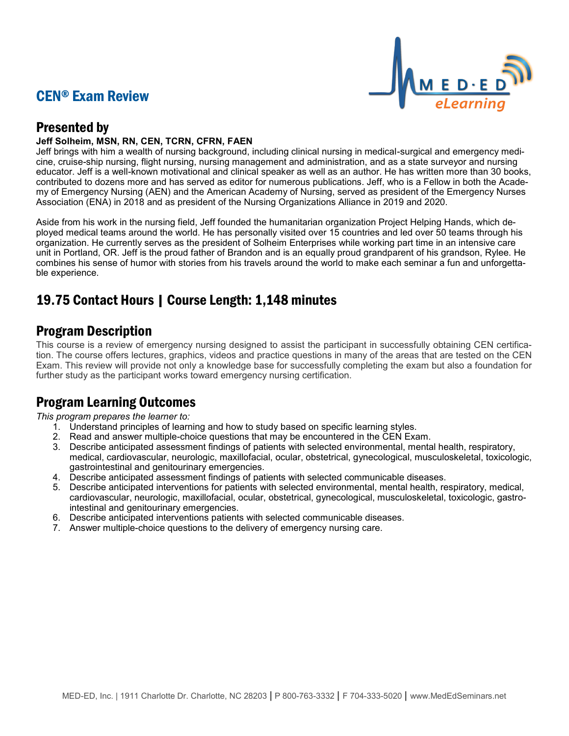# CEN® Exam Review

## Presented by

**Jeff Solheim, MSN, RN, CEN, TCRN, CFRN, FAEN**

Jeff brings with him a wealth of nursing background, including clinical nursing in medical-surgical and emergency medicine, cruise-ship nursing, flight nursing, nursing management and administration, and as a state surveyor and nursing educator. Jeff is a well-known motivational and clinical speaker as well as an author. He has written more than 30 books, contributed to dozens more and has served as editor for numerous publications. Jeff, who is a Fellow in both the Academy of Emergency Nursing (AEN) and the American Academy of Nursing, served as president of the Emergency Nurses Association (ENA) in 2018 and as president of the Nursing Organizations Alliance in 2019 and 2020.

Aside from his work in the nursing field, Jeff founded the humanitarian organization Project Helping Hands, which deployed medical teams around the world. He has personally visited over 15 countries and led over 50 teams through his organization. He currently serves as the president of Solheim Enterprises while working part time in an intensive care unit in Portland, OR. Jeff is the proud father of Brandon and is an equally proud grandparent of his grandson, Rylee. He combines his sense of humor with stories from his travels around the world to make each seminar a fun and unforgettable experience.

## 19.75 Contact Hours | Course Length: 1,148 minutes

## Program Description

This course is a review of emergency nursing designed to assist the participant in successfully obtaining CEN certification. The course offers lectures, graphics, videos and practice questions in many of the areas that are tested on the CEN Exam. This review will provide not only a knowledge base for successfully completing the exam but also a foundation for further study as the participant works toward emergency nursing certification.

## Program Learning Outcomes

*This program prepares the learner to:*

1. Understand principles of learning and how to study based on specific learning styles.
2. Read and answer multiple-choice questions that may be encountered in the CEN Exam.
3. Describe anticipated assessment findings of patients with selected environmental, mental health, respiratory, medical, cardiovascular, neurologic, maxillofacial, ocular, obstetrical, gynecological, musculoskeletal, toxicologic, gastrointestinal and genitourinary emergencies.
4. Describe anticipated assessment findings of patients with selected communicable diseases.
5. Describe anticipated interventions for patients with selected environmental, mental health, respiratory, medical, cardiovascular, neurologic, maxillofacial, ocular, obstetrical, gynecological, musculoskeletal, toxicologic, gastrointestinal and genitourinary emergencies.
6. Describe anticipated interventions patients with selected communicable diseases.
7. Answer multiple-choice questions to the delivery of emergency nursing care.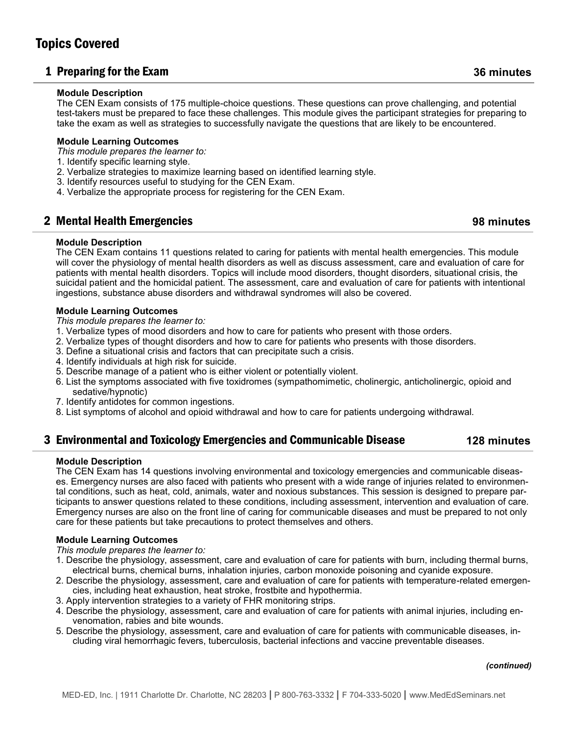# Topics Covered

## 1 Preparing for the Exam — 36 minutes

**Module Description**

The CEN Exam consists of 175 multiple-choice questions. These questions can prove challenging, and potential test-takers must be prepared to face these challenges. This module gives the participant strategies for preparing to take the exam as well as strategies to successfully navigate the questions that are likely to be encountered.

**Module Learning Outcomes**

*This module prepares the learner to:*

1. Identify specific learning style.
2. Verbalize strategies to maximize learning based on identified learning style.
3. Identify resources useful to studying for the CEN Exam.
4. Verbalize the appropriate process for registering for the CEN Exam.

## 2 Mental Health Emergencies — 98 minutes

**Module Description**

The CEN Exam contains 11 questions related to caring for patients with mental health emergencies. This module will cover the physiology of mental health disorders as well as discuss assessment, care and evaluation of care for patients with mental health disorders. Topics will include mood disorders, thought disorders, situational crisis, the suicidal patient and the homicidal patient. The assessment, care and evaluation of care for patients with intentional ingestions, substance abuse disorders and withdrawal syndromes will also be covered.

**Module Learning Outcomes**

*This module prepares the learner to:*

1. Verbalize types of mood disorders and how to care for patients who present with those orders.
2. Verbalize types of thought disorders and how to care for patients who presents with those disorders.
3. Define a situational crisis and factors that can precipitate such a crisis.
4. Identify individuals at high risk for suicide.
5. Describe manage of a patient who is either violent or potentially violent.
6. List the symptoms associated with five toxidromes (sympathomimetic, cholinergic, anticholinergic, opioid and sedative/hypnotic)
7. Identify antidotes for common ingestions.
8. List symptoms of alcohol and opioid withdrawal and how to care for patients undergoing withdrawal.

## 3 Environmental and Toxicology Emergencies and Communicable Disease — 128 minutes

**Module Description**

The CEN Exam has 14 questions involving environmental and toxicology emergencies and communicable diseases. Emergency nurses are also faced with patients who present with a wide range of injuries related to environmental conditions, such as heat, cold, animals, water and noxious substances. This session is designed to prepare participants to answer questions related to these conditions, including assessment, intervention and evaluation of care. Emergency nurses are also on the front line of caring for communicable diseases and must be prepared to not only care for these patients but take precautions to protect themselves and others.

**Module Learning Outcomes**

*This module prepares the learner to:*

1. Describe the physiology, assessment, care and evaluation of care for patients with burn, including thermal burns, electrical burns, chemical burns, inhalation injuries, carbon monoxide poisoning and cyanide exposure.
2. Describe the physiology, assessment, care and evaluation of care for patients with temperature-related emergencies, including heat exhaustion, heat stroke, frostbite and hypothermia.
3. Apply intervention strategies to a variety of FHR monitoring strips.
4. Describe the physiology, assessment, care and evaluation of care for patients with animal injuries, including envenomation, rabies and bite wounds.
5. Describe the physiology, assessment, care and evaluation of care for patients with communicable diseases, including viral hemorrhagic fevers, tuberculosis, bacterial infections and vaccine preventable diseases.

*(continued)*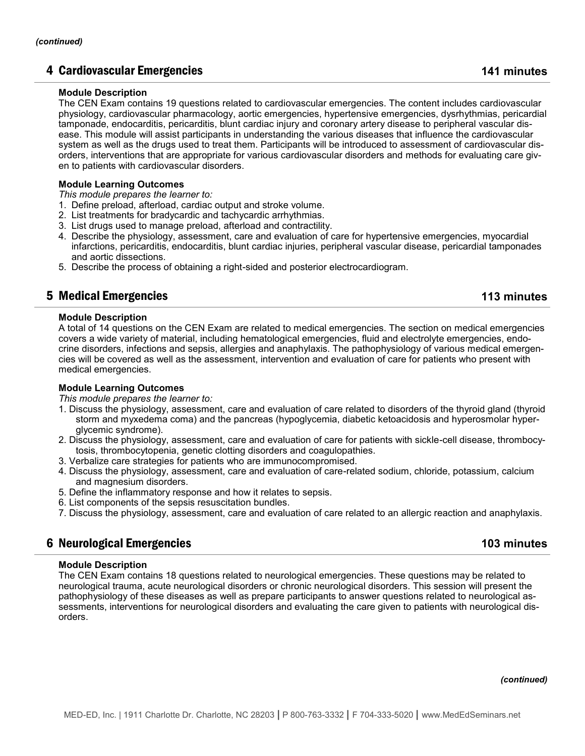*(continued)*

## 4 Cardiovascular Emergencies — 141 minutes

**Module Description**

The CEN Exam contains 19 questions related to cardiovascular emergencies. The content includes cardiovascular physiology, cardiovascular pharmacology, aortic emergencies, hypertensive emergencies, dysrhythmias, pericardial tamponade, endocarditis, pericarditis, blunt cardiac injury and coronary artery disease to peripheral vascular disease. This module will assist participants in understanding the various diseases that influence the cardiovascular system as well as the drugs used to treat them. Participants will be introduced to assessment of cardiovascular disorders, interventions that are appropriate for various cardiovascular disorders and methods for evaluating care given to patients with cardiovascular disorders.

**Module Learning Outcomes**

*This module prepares the learner to:*

1. Define preload, afterload, cardiac output and stroke volume.
2. List treatments for bradycardic and tachycardic arrhythmias.
3. List drugs used to manage preload, afterload and contractility.
4. Describe the physiology, assessment, care and evaluation of care for hypertensive emergencies, myocardial infarctions, pericarditis, endocarditis, blunt cardiac injuries, peripheral vascular disease, pericardial tamponades and aortic dissections.
5. Describe the process of obtaining a right-sided and posterior electrocardiogram.

## 5 Medical Emergencies — 113 minutes

**Module Description**

A total of 14 questions on the CEN Exam are related to medical emergencies. The section on medical emergencies covers a wide variety of material, including hematological emergencies, fluid and electrolyte emergencies, endocrine disorders, infections and sepsis, allergies and anaphylaxis. The pathophysiology of various medical emergencies will be covered as well as the assessment, intervention and evaluation of care for patients who present with medical emergencies.

**Module Learning Outcomes**

*This module prepares the learner to:*

1. Discuss the physiology, assessment, care and evaluation of care related to disorders of the thyroid gland (thyroid storm and myxedema coma) and the pancreas (hypoglycemia, diabetic ketoacidosis and hyperosmolar hyperglycemic syndrome).
2. Discuss the physiology, assessment, care and evaluation of care for patients with sickle-cell disease, thrombocytosis, thrombocytopenia, genetic clotting disorders and coagulopathies.
3. Verbalize care strategies for patients who are immunocompromised.
4. Discuss the physiology, assessment, care and evaluation of care-related sodium, chloride, potassium, calcium and magnesium disorders.
5. Define the inflammatory response and how it relates to sepsis.
6. List components of the sepsis resuscitation bundles.
7. Discuss the physiology, assessment, care and evaluation of care related to an allergic reaction and anaphylaxis.

## 6 Neurological Emergencies — 103 minutes

**Module Description**

The CEN Exam contains 18 questions related to neurological emergencies. These questions may be related to neurological trauma, acute neurological disorders or chronic neurological disorders. This session will present the pathophysiology of these diseases as well as prepare participants to answer questions related to neurological assessments, interventions for neurological disorders and evaluating the care given to patients with neurological disorders.

*(continued)*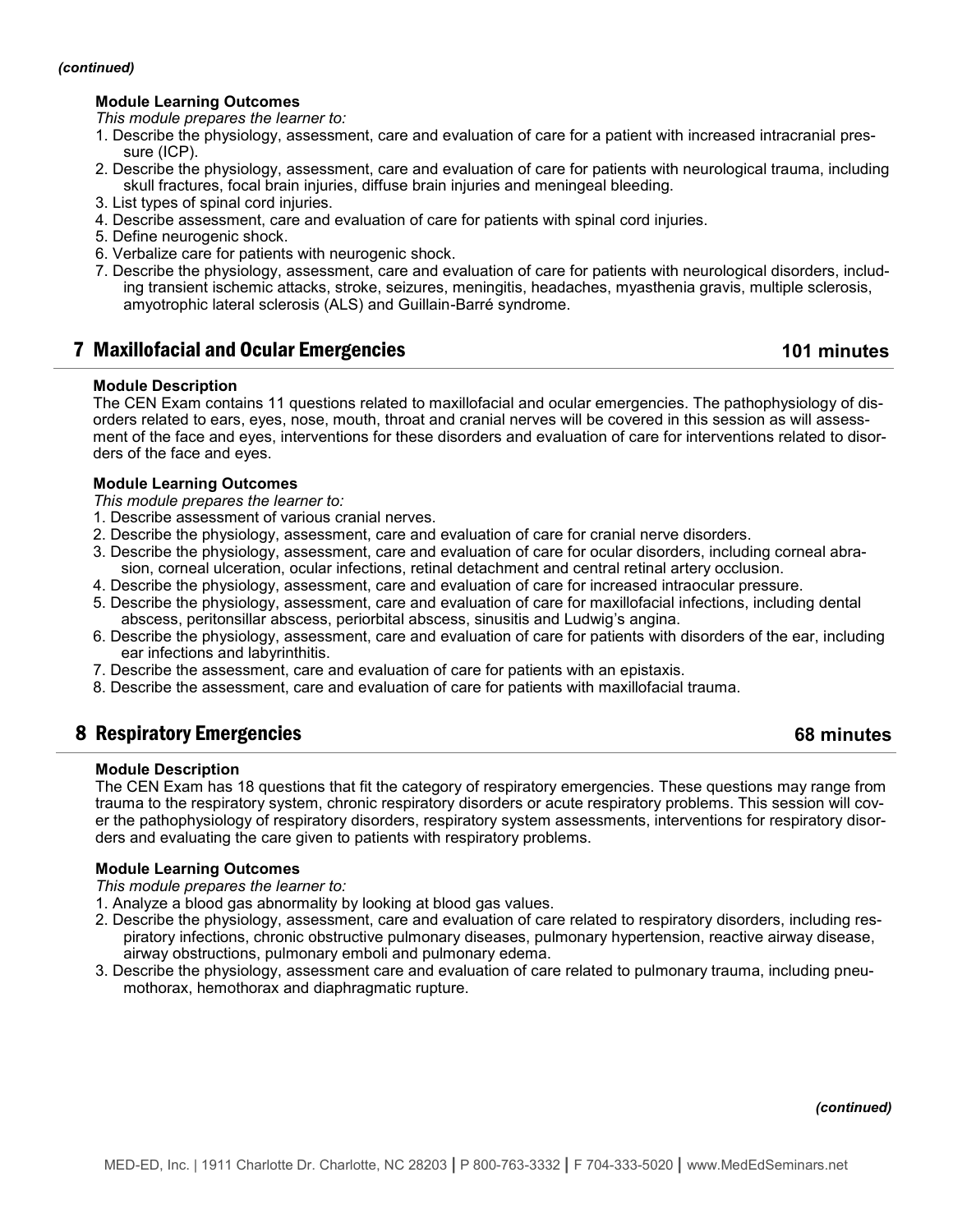*(continued)*

**Module Learning Outcomes**

*This module prepares the learner to:*

1. Describe the physiology, assessment, care and evaluation of care for a patient with increased intracranial pressure (ICP).
2. Describe the physiology, assessment, care and evaluation of care for patients with neurological trauma, including skull fractures, focal brain injuries, diffuse brain injuries and meningeal bleeding.
3. List types of spinal cord injuries.
4. Describe assessment, care and evaluation of care for patients with spinal cord injuries.
5. Define neurogenic shock.
6. Verbalize care for patients with neurogenic shock.
7. Describe the physiology, assessment, care and evaluation of care for patients with neurological disorders, including transient ischemic attacks, stroke, seizures, meningitis, headaches, myasthenia gravis, multiple sclerosis, amyotrophic lateral sclerosis (ALS) and Guillain-Barré syndrome.

## 7 Maxillofacial and Ocular Emergencies — 101 minutes

**Module Description**

The CEN Exam contains 11 questions related to maxillofacial and ocular emergencies. The pathophysiology of disorders related to ears, eyes, nose, mouth, throat and cranial nerves will be covered in this session as will assessment of the face and eyes, interventions for these disorders and evaluation of care for interventions related to disorders of the face and eyes.

**Module Learning Outcomes**

*This module prepares the learner to:*

1. Describe assessment of various cranial nerves.
2. Describe the physiology, assessment, care and evaluation of care for cranial nerve disorders.
3. Describe the physiology, assessment, care and evaluation of care for ocular disorders, including corneal abrasion, corneal ulceration, ocular infections, retinal detachment and central retinal artery occlusion.
4. Describe the physiology, assessment, care and evaluation of care for increased intraocular pressure.
5. Describe the physiology, assessment, care and evaluation of care for maxillofacial infections, including dental abscess, peritonsillar abscess, periorbital abscess, sinusitis and Ludwig's angina.
6. Describe the physiology, assessment, care and evaluation of care for patients with disorders of the ear, including ear infections and labyrinthitis.
7. Describe the assessment, care and evaluation of care for patients with an epistaxis.
8. Describe the assessment, care and evaluation of care for patients with maxillofacial trauma.

## 8 Respiratory Emergencies — 68 minutes

**Module Description**

The CEN Exam has 18 questions that fit the category of respiratory emergencies. These questions may range from trauma to the respiratory system, chronic respiratory disorders or acute respiratory problems. This session will cover the pathophysiology of respiratory disorders, respiratory system assessments, interventions for respiratory disorders and evaluating the care given to patients with respiratory problems.

**Module Learning Outcomes**

*This module prepares the learner to:*

1. Analyze a blood gas abnormality by looking at blood gas values.
2. Describe the physiology, assessment, care and evaluation of care related to respiratory disorders, including respiratory infections, chronic obstructive pulmonary diseases, pulmonary hypertension, reactive airway disease, airway obstructions, pulmonary emboli and pulmonary edema.
3. Describe the physiology, assessment care and evaluation of care related to pulmonary trauma, including pneumothorax, hemothorax and diaphragmatic rupture.

*(continued)*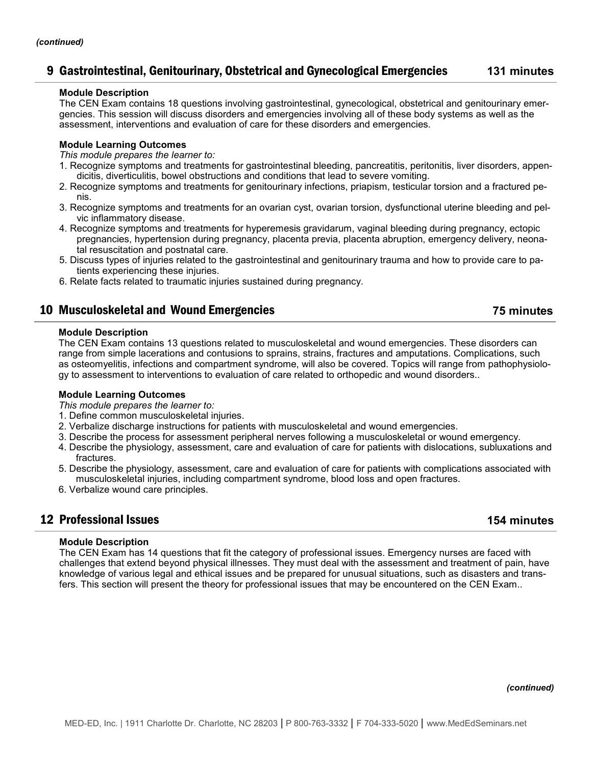*(continued)*

## 9 Gastrointestinal, Genitourinary, Obstetrical and Gynecological Emergencies — 131 minutes

**Module Description**

The CEN Exam contains 18 questions involving gastrointestinal, gynecological, obstetrical and genitourinary emergencies. This session will discuss disorders and emergencies involving all of these body systems as well as the assessment, interventions and evaluation of care for these disorders and emergencies.

**Module Learning Outcomes**

*This module prepares the learner to:*

1. Recognize symptoms and treatments for gastrointestinal bleeding, pancreatitis, peritonitis, liver disorders, appendicitis, diverticulitis, bowel obstructions and conditions that lead to severe vomiting.
2. Recognize symptoms and treatments for genitourinary infections, priapism, testicular torsion and a fractured penis.
3. Recognize symptoms and treatments for an ovarian cyst, ovarian torsion, dysfunctional uterine bleeding and pelvic inflammatory disease.
4. Recognize symptoms and treatments for hyperemesis gravidarum, vaginal bleeding during pregnancy, ectopic pregnancies, hypertension during pregnancy, placenta previa, placenta abruption, emergency delivery, neonatal resuscitation and postnatal care.
5. Discuss types of injuries related to the gastrointestinal and genitourinary trauma and how to provide care to patients experiencing these injuries.
6. Relate facts related to traumatic injuries sustained during pregnancy.

## 10 Musculoskeletal and Wound Emergencies — 75 minutes

**Module Description**

The CEN Exam contains 13 questions related to musculoskeletal and wound emergencies. These disorders can range from simple lacerations and contusions to sprains, strains, fractures and amputations. Complications, such as osteomyelitis, infections and compartment syndrome, will also be covered. Topics will range from pathophysiology to assessment to interventions to evaluation of care related to orthopedic and wound disorders..

**Module Learning Outcomes**

*This module prepares the learner to:*

1. Define common musculoskeletal injuries.
2. Verbalize discharge instructions for patients with musculoskeletal and wound emergencies.
3. Describe the process for assessment peripheral nerves following a musculoskeletal or wound emergency.
4. Describe the physiology, assessment, care and evaluation of care for patients with dislocations, subluxations and fractures.
5. Describe the physiology, assessment, care and evaluation of care for patients with complications associated with musculoskeletal injuries, including compartment syndrome, blood loss and open fractures.
6. Verbalize wound care principles.

## 12 Professional Issues — 154 minutes

**Module Description**

The CEN Exam has 14 questions that fit the category of professional issues. Emergency nurses are faced with challenges that extend beyond physical illnesses. They must deal with the assessment and treatment of pain, have knowledge of various legal and ethical issues and be prepared for unusual situations, such as disasters and transfers. This section will present the theory for professional issues that may be encountered on the CEN Exam..

*(continued)*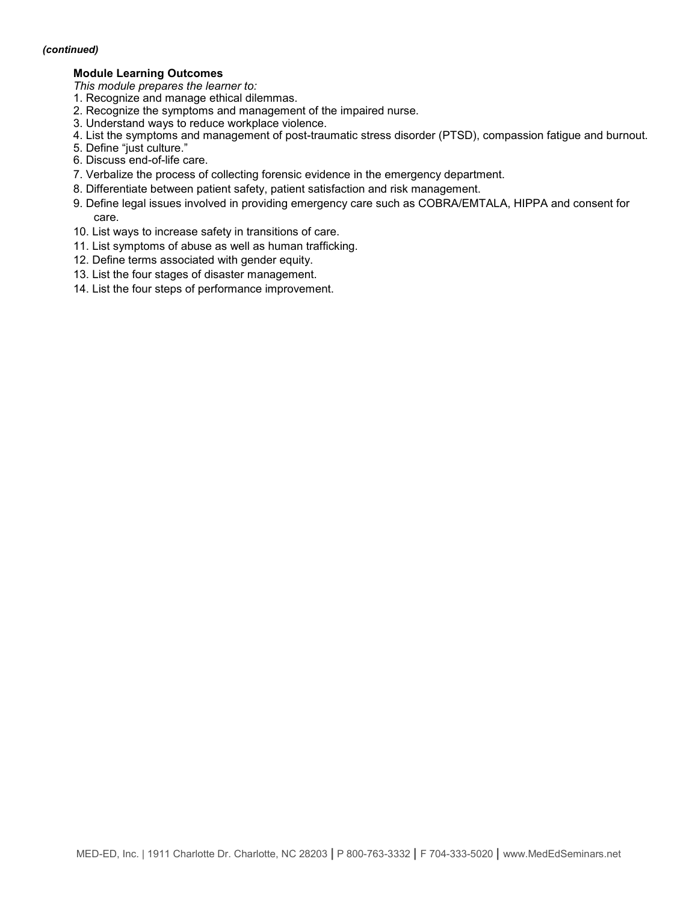***(continued)***

**Module Learning Outcomes**

*This module prepares the learner to:*

1. Recognize and manage ethical dilemmas.
2. Recognize the symptoms and management of the impaired nurse.
3. Understand ways to reduce workplace violence.
4. List the symptoms and management of post-traumatic stress disorder (PTSD), compassion fatigue and burnout.
5. Define "just culture."
6. Discuss end-of-life care.
7. Verbalize the process of collecting forensic evidence in the emergency department.
8. Differentiate between patient safety, patient satisfaction and risk management.
9. Define legal issues involved in providing emergency care such as COBRA/EMTALA, HIPPA and consent for care.
10. List ways to increase safety in transitions of care.
11. List symptoms of abuse as well as human trafficking.
12. Define terms associated with gender equity.
13. List the four stages of disaster management.
14. List the four steps of performance improvement.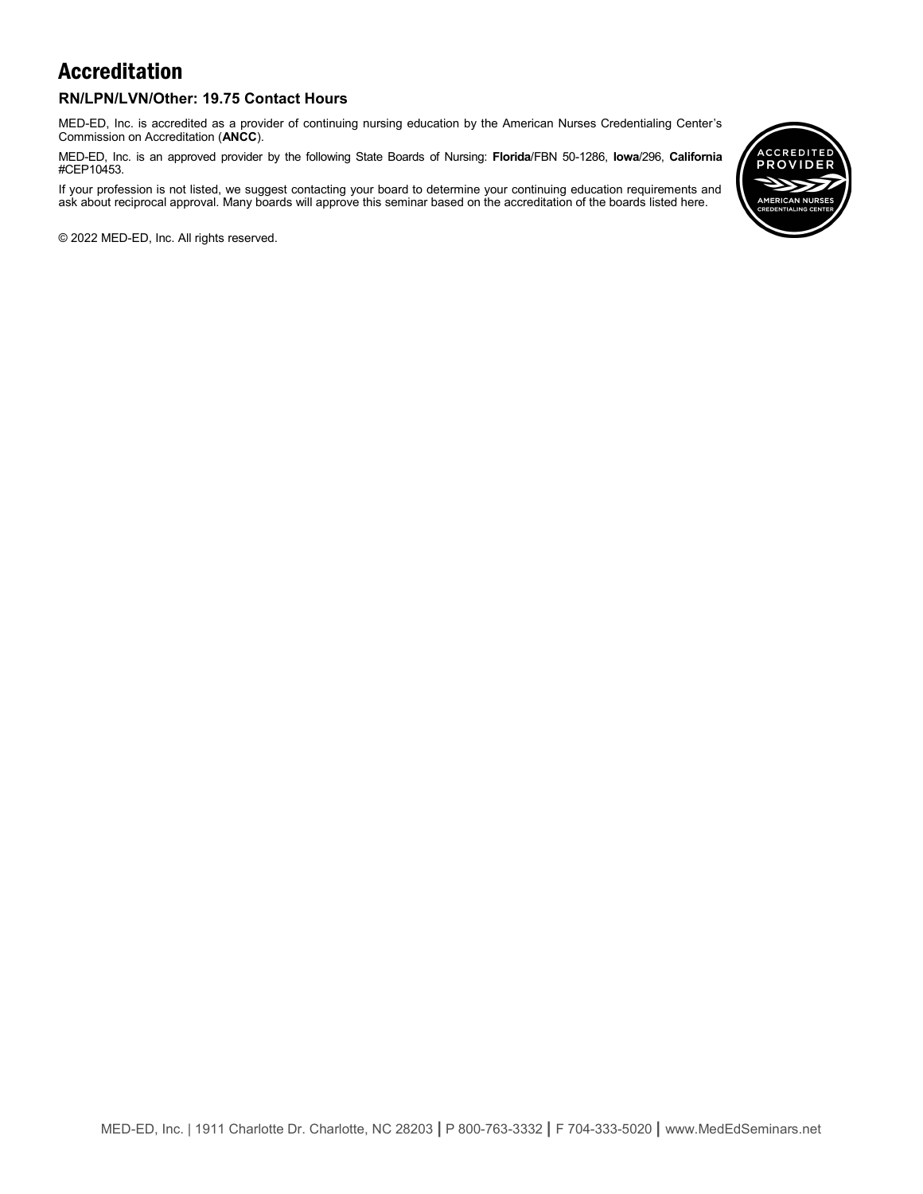# Accreditation

### RN/LPN/LVN/Other: 19.75 Contact Hours

MED-ED, Inc. is accredited as a provider of continuing nursing education by the American Nurses Credentialing Center's Commission on Accreditation (**ANCC**).

MED-ED, Inc. is an approved provider by the following State Boards of Nursing: **Florida**/FBN 50-1286, **Iowa**/296, **California** #CEP10453.

If your profession is not listed, we suggest contacting your board to determine your continuing education requirements and ask about reciprocal approval. Many boards will approve this seminar based on the accreditation of the boards listed here.

© 2022 MED-ED, Inc. All rights reserved.

MED-ED, Inc. | 1911 Charlotte Dr. Charlotte, NC 28203 | P 800-763-3332 | F 704-333-5020 | www.MedEdSeminars.net